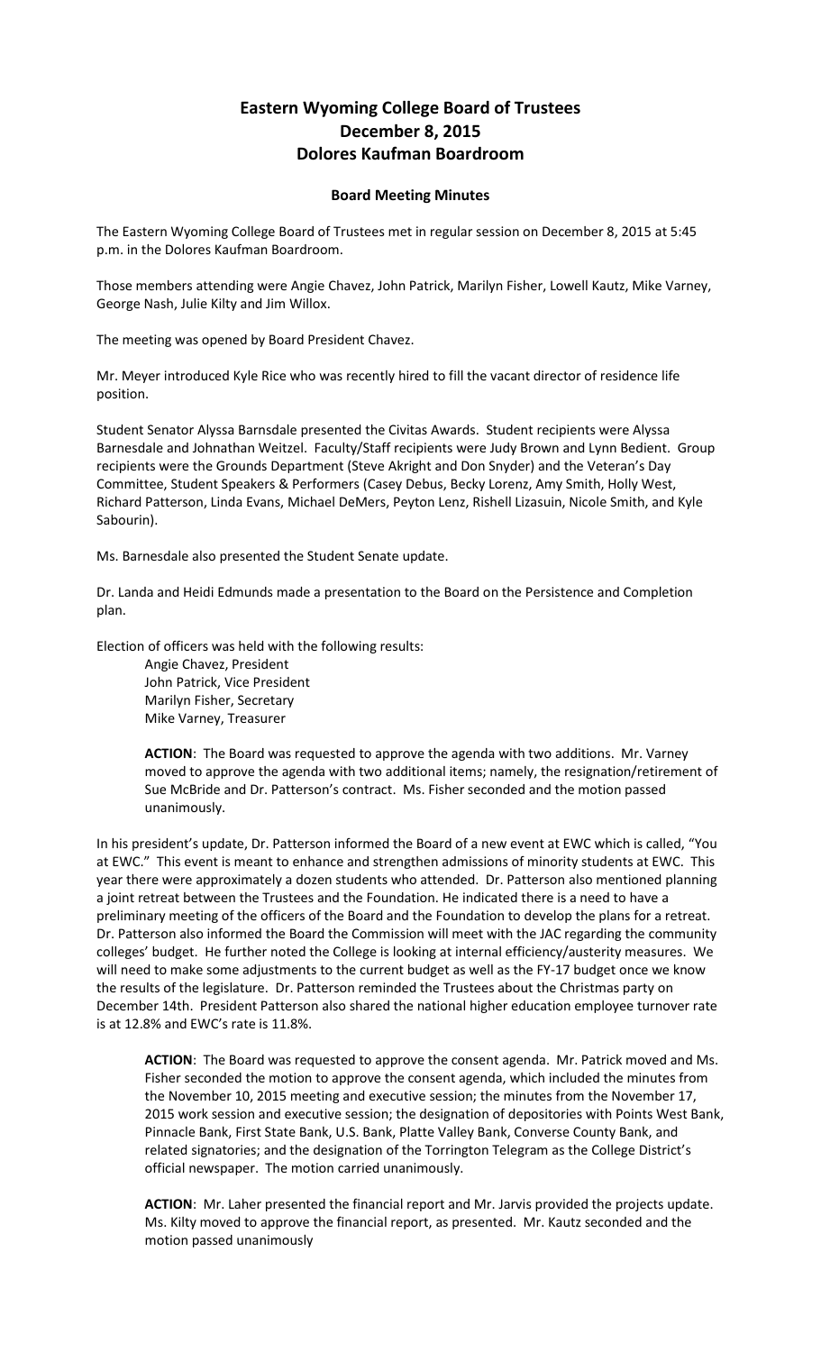# Eastern Wyoming College Board of Trustees
# December 8, 2015
# Dolores Kaufman Boardroom

### Board Meeting Minutes

The Eastern Wyoming College Board of Trustees met in regular session on December 8, 2015 at 5:45 p.m. in the Dolores Kaufman Boardroom.

Those members attending were Angie Chavez, John Patrick, Marilyn Fisher, Lowell Kautz, Mike Varney, George Nash, Julie Kilty and Jim Willox.

The meeting was opened by Board President Chavez.

Mr. Meyer introduced Kyle Rice who was recently hired to fill the vacant director of residence life position.

Student Senator Alyssa Barnsdale presented the Civitas Awards. Student recipients were Alyssa Barnesdale and Johnathan Weitzel. Faculty/Staff recipients were Judy Brown and Lynn Bedient. Group recipients were the Grounds Department (Steve Akright and Don Snyder) and the Veteran's Day Committee, Student Speakers & Performers (Casey Debus, Becky Lorenz, Amy Smith, Holly West, Richard Patterson, Linda Evans, Michael DeMers, Peyton Lenz, Rishell Lizasuin, Nicole Smith, and Kyle Sabourin).

Ms. Barnesdale also presented the Student Senate update.

Dr. Landa and Heidi Edmunds made a presentation to the Board on the Persistence and Completion plan.

Election of officers was held with the following results:

Angie Chavez, President
John Patrick, Vice President
Marilyn Fisher, Secretary
Mike Varney, Treasurer

**ACTION**: The Board was requested to approve the agenda with two additions. Mr. Varney moved to approve the agenda with two additional items; namely, the resignation/retirement of Sue McBride and Dr. Patterson's contract. Ms. Fisher seconded and the motion passed unanimously.

In his president's update, Dr. Patterson informed the Board of a new event at EWC which is called, "You at EWC." This event is meant to enhance and strengthen admissions of minority students at EWC. This year there were approximately a dozen students who attended. Dr. Patterson also mentioned planning a joint retreat between the Trustees and the Foundation. He indicated there is a need to have a preliminary meeting of the officers of the Board and the Foundation to develop the plans for a retreat. Dr. Patterson also informed the Board the Commission will meet with the JAC regarding the community colleges' budget. He further noted the College is looking at internal efficiency/austerity measures. We will need to make some adjustments to the current budget as well as the FY-17 budget once we know the results of the legislature. Dr. Patterson reminded the Trustees about the Christmas party on December 14th. President Patterson also shared the national higher education employee turnover rate is at 12.8% and EWC's rate is 11.8%.

**ACTION**: The Board was requested to approve the consent agenda. Mr. Patrick moved and Ms. Fisher seconded the motion to approve the consent agenda, which included the minutes from the November 10, 2015 meeting and executive session; the minutes from the November 17, 2015 work session and executive session; the designation of depositories with Points West Bank, Pinnacle Bank, First State Bank, U.S. Bank, Platte Valley Bank, Converse County Bank, and related signatories; and the designation of the Torrington Telegram as the College District's official newspaper. The motion carried unanimously.

**ACTION**: Mr. Laher presented the financial report and Mr. Jarvis provided the projects update. Ms. Kilty moved to approve the financial report, as presented. Mr. Kautz seconded and the motion passed unanimously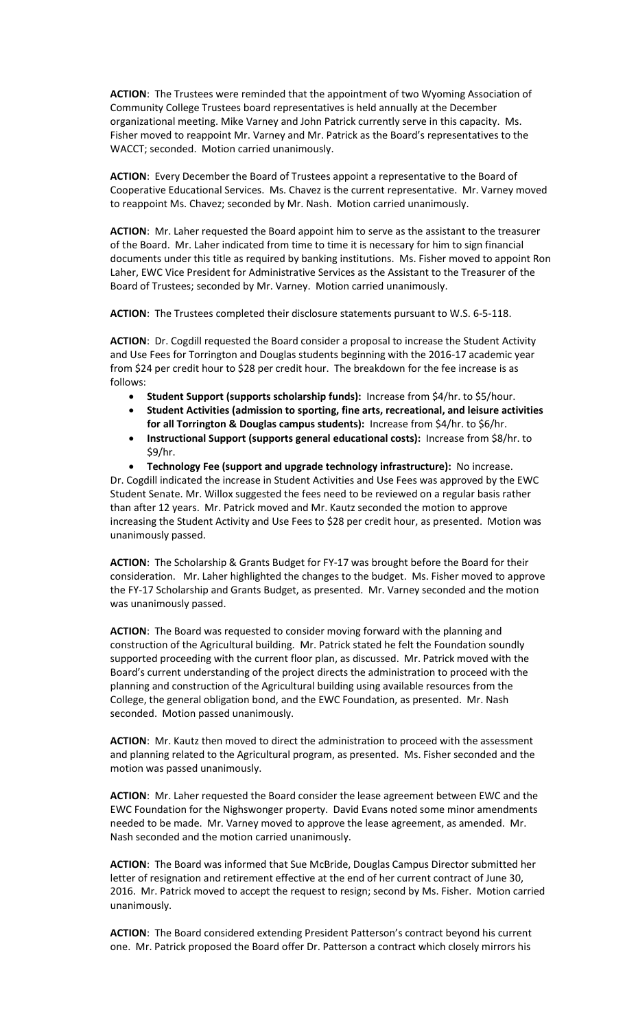**ACTION**: The Trustees were reminded that the appointment of two Wyoming Association of Community College Trustees board representatives is held annually at the December organizational meeting. Mike Varney and John Patrick currently serve in this capacity. Ms. Fisher moved to reappoint Mr. Varney and Mr. Patrick as the Board's representatives to the WACCT; seconded. Motion carried unanimously.

**ACTION**: Every December the Board of Trustees appoint a representative to the Board of Cooperative Educational Services. Ms. Chavez is the current representative. Mr. Varney moved to reappoint Ms. Chavez; seconded by Mr. Nash. Motion carried unanimously.

**ACTION**: Mr. Laher requested the Board appoint him to serve as the assistant to the treasurer of the Board. Mr. Laher indicated from time to time it is necessary for him to sign financial documents under this title as required by banking institutions. Ms. Fisher moved to appoint Ron Laher, EWC Vice President for Administrative Services as the Assistant to the Treasurer of the Board of Trustees; seconded by Mr. Varney. Motion carried unanimously.

**ACTION**: The Trustees completed their disclosure statements pursuant to W.S. 6-5-118.

**ACTION**: Dr. Cogdill requested the Board consider a proposal to increase the Student Activity and Use Fees for Torrington and Douglas students beginning with the 2016-17 academic year from $24 per credit hour to $28 per credit hour. The breakdown for the fee increase is as follows:

- **Student Support (supports scholarship funds):** Increase from $4/hr. to $5/hour.
- **Student Activities (admission to sporting, fine arts, recreational, and leisure activities for all Torrington & Douglas campus students):** Increase from $4/hr. to $6/hr.
- **Instructional Support (supports general educational costs):** Increase from $8/hr. to $9/hr.
- **Technology Fee (support and upgrade technology infrastructure):** No increase.

Dr. Cogdill indicated the increase in Student Activities and Use Fees was approved by the EWC Student Senate. Mr. Willox suggested the fees need to be reviewed on a regular basis rather than after 12 years. Mr. Patrick moved and Mr. Kautz seconded the motion to approve increasing the Student Activity and Use Fees to $28 per credit hour, as presented. Motion was unanimously passed.

**ACTION**: The Scholarship & Grants Budget for FY-17 was brought before the Board for their consideration. Mr. Laher highlighted the changes to the budget. Ms. Fisher moved to approve the FY-17 Scholarship and Grants Budget, as presented. Mr. Varney seconded and the motion was unanimously passed.

**ACTION**: The Board was requested to consider moving forward with the planning and construction of the Agricultural building. Mr. Patrick stated he felt the Foundation soundly supported proceeding with the current floor plan, as discussed. Mr. Patrick moved with the Board's current understanding of the project directs the administration to proceed with the planning and construction of the Agricultural building using available resources from the College, the general obligation bond, and the EWC Foundation, as presented. Mr. Nash seconded. Motion passed unanimously.

**ACTION**: Mr. Kautz then moved to direct the administration to proceed with the assessment and planning related to the Agricultural program, as presented. Ms. Fisher seconded and the motion was passed unanimously.

**ACTION**: Mr. Laher requested the Board consider the lease agreement between EWC and the EWC Foundation for the Nighswonger property. David Evans noted some minor amendments needed to be made. Mr. Varney moved to approve the lease agreement, as amended. Mr. Nash seconded and the motion carried unanimously.

**ACTION**: The Board was informed that Sue McBride, Douglas Campus Director submitted her letter of resignation and retirement effective at the end of her current contract of June 30, 2016. Mr. Patrick moved to accept the request to resign; second by Ms. Fisher. Motion carried unanimously.

**ACTION**: The Board considered extending President Patterson's contract beyond his current one. Mr. Patrick proposed the Board offer Dr. Patterson a contract which closely mirrors his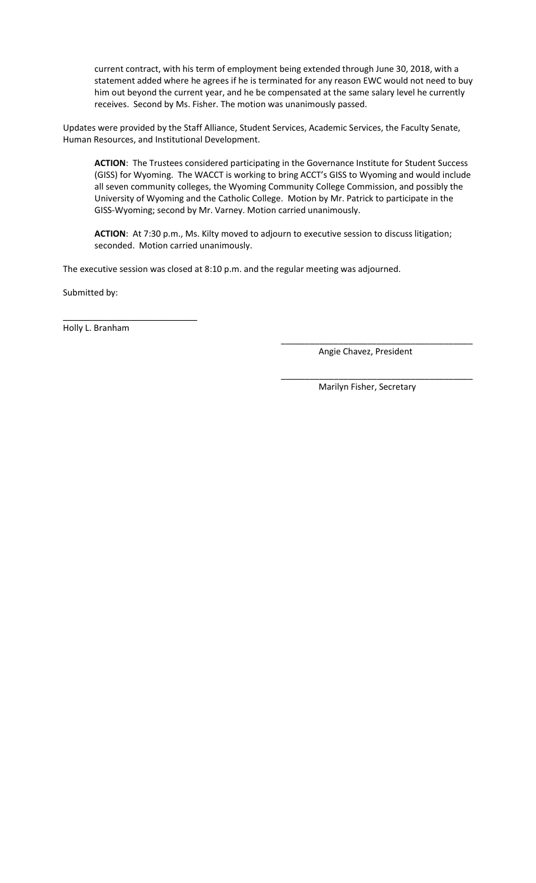current contract, with his term of employment being extended through June 30, 2018, with a statement added where he agrees if he is terminated for any reason EWC would not need to buy him out beyond the current year, and he be compensated at the same salary level he currently receives. Second by Ms. Fisher. The motion was unanimously passed.

Updates were provided by the Staff Alliance, Student Services, Academic Services, the Faculty Senate, Human Resources, and Institutional Development.

**ACTION**: The Trustees considered participating in the Governance Institute for Student Success (GISS) for Wyoming. The WACCT is working to bring ACCT's GISS to Wyoming and would include all seven community colleges, the Wyoming Community College Commission, and possibly the University of Wyoming and the Catholic College. Motion by Mr. Patrick to participate in the GISS-Wyoming; second by Mr. Varney. Motion carried unanimously.

**ACTION**: At 7:30 p.m., Ms. Kilty moved to adjourn to executive session to discuss litigation; seconded. Motion carried unanimously.

The executive session was closed at 8:10 p.m. and the regular meeting was adjourned.

Submitted by:

\_\_\_\_\_\_\_\_\_\_\_\_\_\_\_\_\_\_\_\_\_\_\_\_\_\_\_\_
Holly L. Branham

\_\_\_\_\_\_\_\_\_\_\_\_\_\_\_\_\_\_\_\_\_\_\_\_\_\_\_\_\_\_\_\_\_\_\_\_\_\_\_\_
Angie Chavez, President

\_\_\_\_\_\_\_\_\_\_\_\_\_\_\_\_\_\_\_\_\_\_\_\_\_\_\_\_\_\_\_\_\_\_\_\_\_\_\_\_
Marilyn Fisher, Secretary